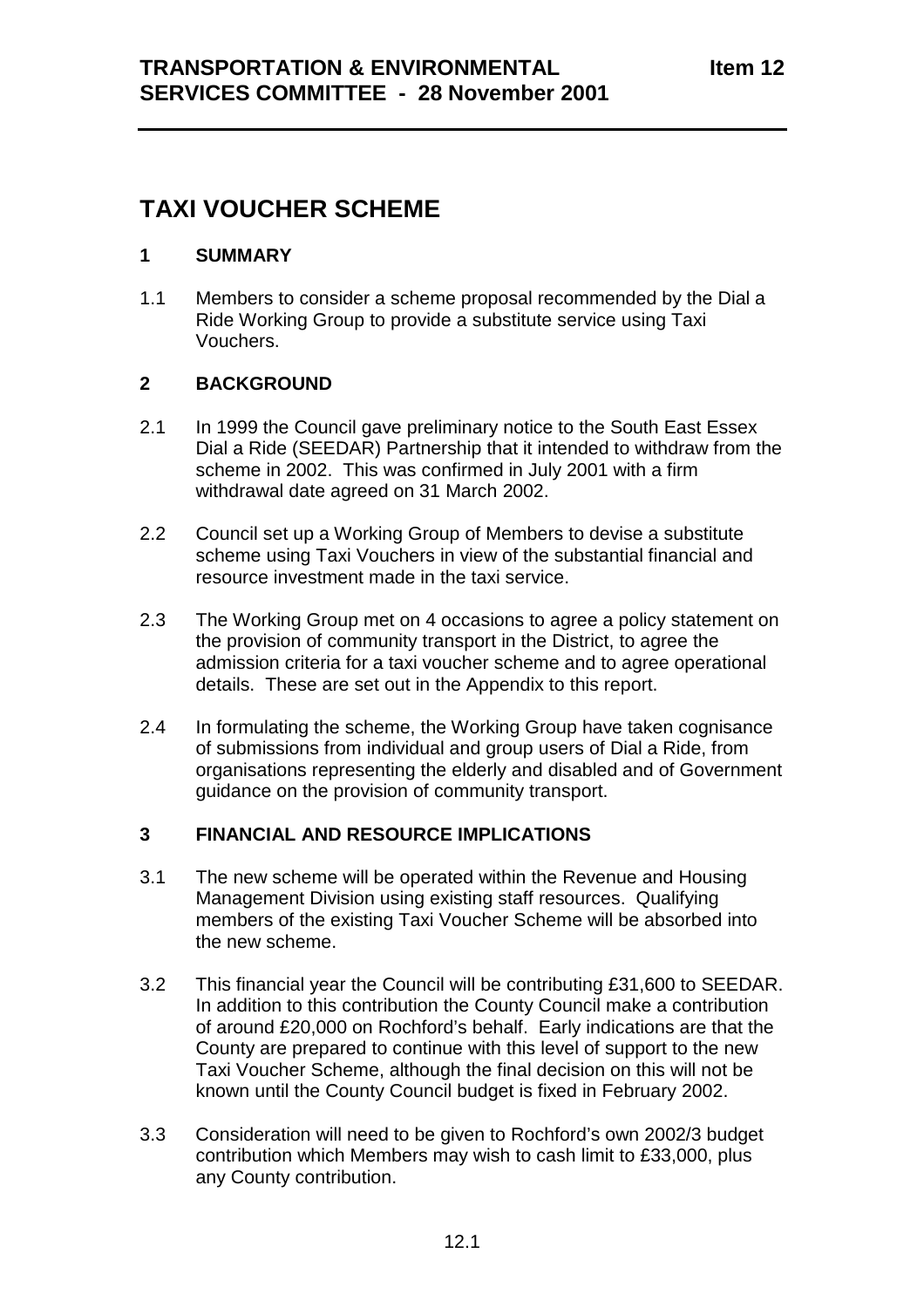**TRANSPORTATION & ENVIRONMENTAL SERVICES COMMITTEE - 28 November 2001** **Item 12**

# TAXI VOUCHER SCHEME

## 1 SUMMARY

1.1 Members to consider a scheme proposal recommended by the Dial a Ride Working Group to provide a substitute service using Taxi Vouchers.

## 2 BACKGROUND

2.1 In 1999 the Council gave preliminary notice to the South East Essex Dial a Ride (SEEDAR) Partnership that it intended to withdraw from the scheme in 2002. This was confirmed in July 2001 with a firm withdrawal date agreed on 31 March 2002.

2.2 Council set up a Working Group of Members to devise a substitute scheme using Taxi Vouchers in view of the substantial financial and resource investment made in the taxi service.

2.3 The Working Group met on 4 occasions to agree a policy statement on the provision of community transport in the District, to agree the admission criteria for a taxi voucher scheme and to agree operational details. These are set out in the Appendix to this report.

2.4 In formulating the scheme, the Working Group have taken cognisance of submissions from individual and group users of Dial a Ride, from organisations representing the elderly and disabled and of Government guidance on the provision of community transport.

## 3 FINANCIAL AND RESOURCE IMPLICATIONS

3.1 The new scheme will be operated within the Revenue and Housing Management Division using existing staff resources. Qualifying members of the existing Taxi Voucher Scheme will be absorbed into the new scheme.

3.2 This financial year the Council will be contributing £31,600 to SEEDAR. In addition to this contribution the County Council make a contribution of around £20,000 on Rochford's behalf. Early indications are that the County are prepared to continue with this level of support to the new Taxi Voucher Scheme, although the final decision on this will not be known until the County Council budget is fixed in February 2002.

3.3 Consideration will need to be given to Rochford's own 2002/3 budget contribution which Members may wish to cash limit to £33,000, plus any County contribution.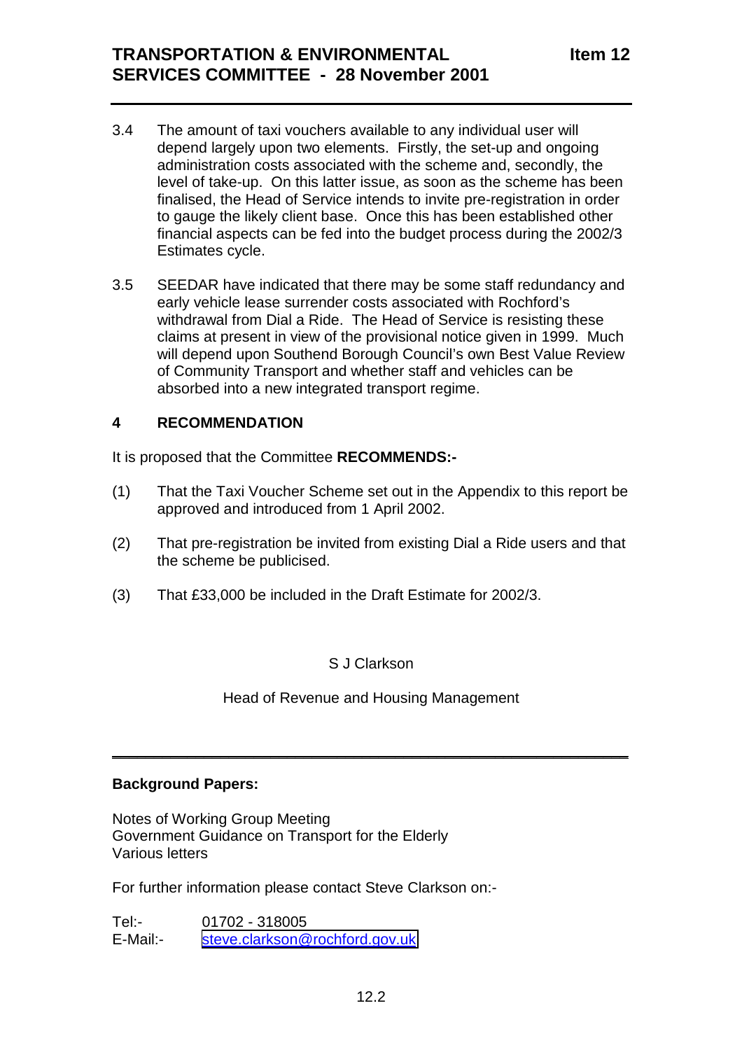3.4 The amount of taxi vouchers available to any individual user will depend largely upon two elements. Firstly, the set-up and ongoing administration costs associated with the scheme and, secondly, the level of take-up. On this latter issue, as soon as the scheme has been finalised, the Head of Service intends to invite pre-registration in order to gauge the likely client base. Once this has been established other financial aspects can be fed into the budget process during the 2002/3 Estimates cycle.

3.5 SEEDAR have indicated that there may be some staff redundancy and early vehicle lease surrender costs associated with Rochford's withdrawal from Dial a Ride. The Head of Service is resisting these claims at present in view of the provisional notice given in 1999. Much will depend upon Southend Borough Council's own Best Value Review of Community Transport and whether staff and vehicles can be absorbed into a new integrated transport regime.

## 4 RECOMMENDATION

It is proposed that the Committee **RECOMMENDS:-**

(1) That the Taxi Voucher Scheme set out in the Appendix to this report be approved and introduced from 1 April 2002.

(2) That pre-registration be invited from existing Dial a Ride users and that the scheme be publicised.

(3) That £33,000 be included in the Draft Estimate for 2002/3.

S J Clarkson

Head of Revenue and Housing Management

---

**Background Papers:**

Notes of Working Group Meeting
Government Guidance on Transport for the Elderly
Various letters

For further information please contact Steve Clarkson on:-

Tel:- 01702 - 318005
E-Mail:- steve.clarkson@rochford.gov.uk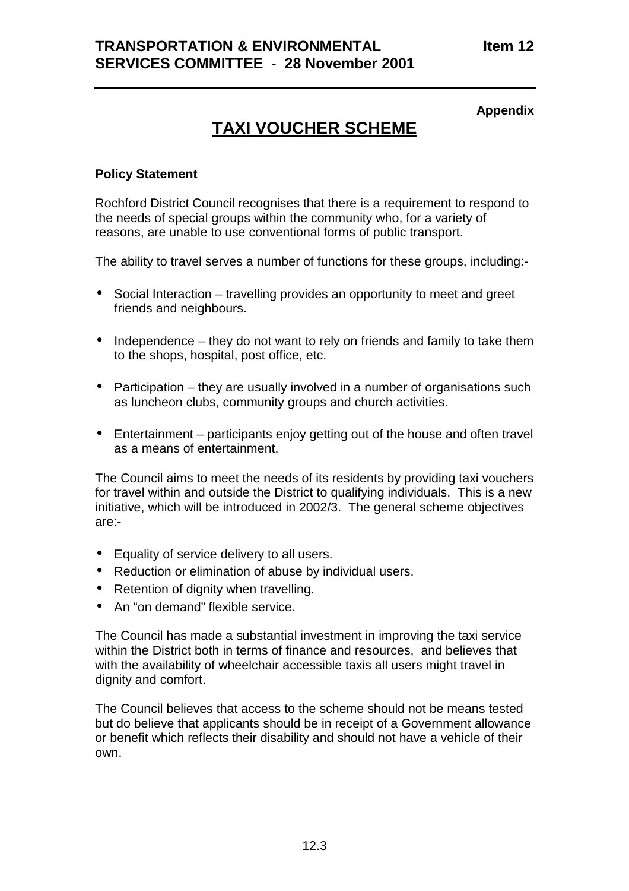Appendix

# TAXI VOUCHER SCHEME

**Policy Statement**

Rochford District Council recognises that there is a requirement to respond to the needs of special groups within the community who, for a variety of reasons, are unable to use conventional forms of public transport.

The ability to travel serves a number of functions for these groups, including:-

- Social Interaction – travelling provides an opportunity to meet and greet friends and neighbours.
- Independence – they do not want to rely on friends and family to take them to the shops, hospital, post office, etc.
- Participation – they are usually involved in a number of organisations such as luncheon clubs, community groups and church activities.
- Entertainment – participants enjoy getting out of the house and often travel as a means of entertainment.

The Council aims to meet the needs of its residents by providing taxi vouchers for travel within and outside the District to qualifying individuals. This is a new initiative, which will be introduced in 2002/3. The general scheme objectives are:-

- Equality of service delivery to all users.
- Reduction or elimination of abuse by individual users.
- Retention of dignity when travelling.
- An "on demand" flexible service.

The Council has made a substantial investment in improving the taxi service within the District both in terms of finance and resources, and believes that with the availability of wheelchair accessible taxis all users might travel in dignity and comfort.

The Council believes that access to the scheme should not be means tested but do believe that applicants should be in receipt of a Government allowance or benefit which reflects their disability and should not have a vehicle of their own.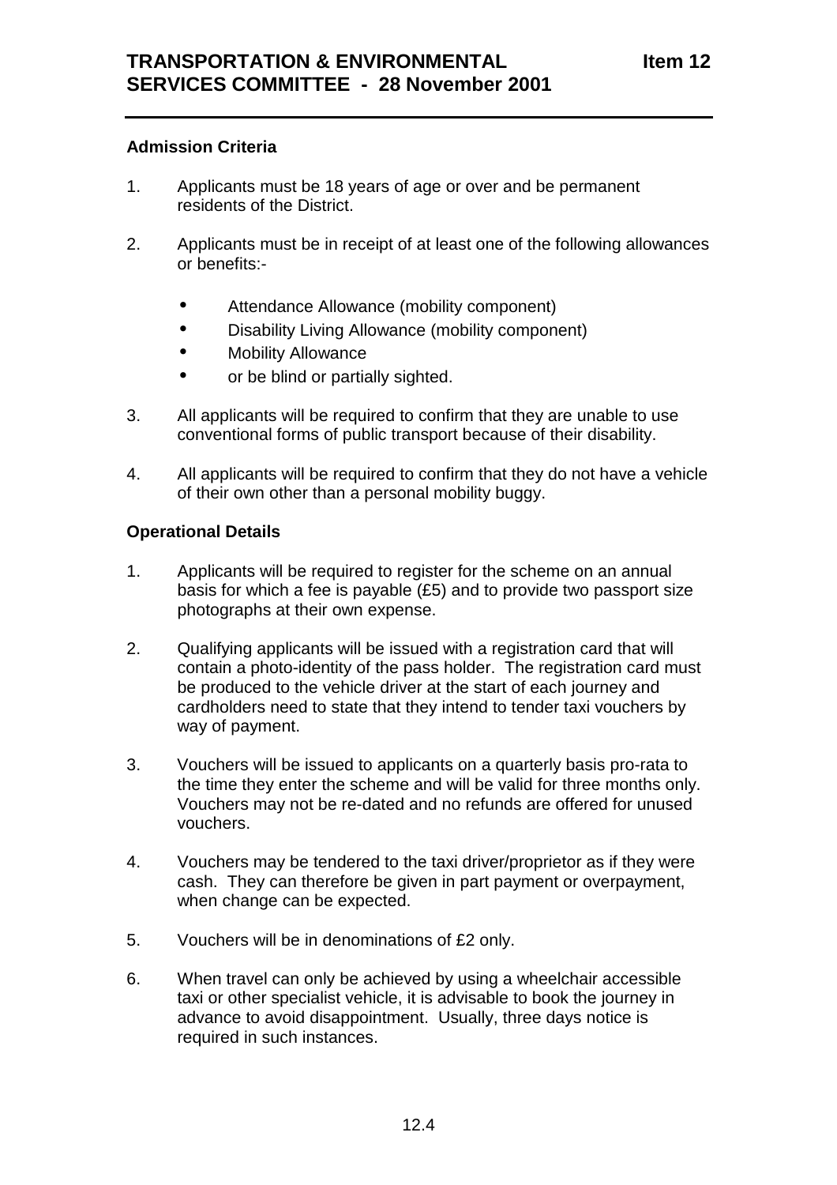**Admission Criteria**

1. Applicants must be 18 years of age or over and be permanent residents of the District.

2. Applicants must be in receipt of at least one of the following allowances or benefits:-

   - Attendance Allowance (mobility component)
   - Disability Living Allowance (mobility component)
   - Mobility Allowance
   - or be blind or partially sighted.

3. All applicants will be required to confirm that they are unable to use conventional forms of public transport because of their disability.

4. All applicants will be required to confirm that they do not have a vehicle of their own other than a personal mobility buggy.

**Operational Details**

1. Applicants will be required to register for the scheme on an annual basis for which a fee is payable (£5) and to provide two passport size photographs at their own expense.

2. Qualifying applicants will be issued with a registration card that will contain a photo-identity of the pass holder. The registration card must be produced to the vehicle driver at the start of each journey and cardholders need to state that they intend to tender taxi vouchers by way of payment.

3. Vouchers will be issued to applicants on a quarterly basis pro-rata to the time they enter the scheme and will be valid for three months only. Vouchers may not be re-dated and no refunds are offered for unused vouchers.

4. Vouchers may be tendered to the taxi driver/proprietor as if they were cash. They can therefore be given in part payment or overpayment, when change can be expected.

5. Vouchers will be in denominations of £2 only.

6. When travel can only be achieved by using a wheelchair accessible taxi or other specialist vehicle, it is advisable to book the journey in advance to avoid disappointment. Usually, three days notice is required in such instances.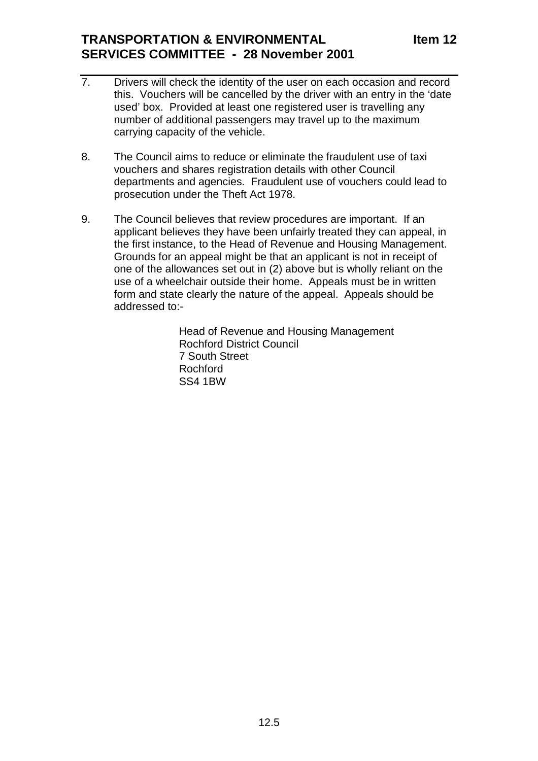7. Drivers will check the identity of the user on each occasion and record this. Vouchers will be cancelled by the driver with an entry in the 'date used' box. Provided at least one registered user is travelling any number of additional passengers may travel up to the maximum carrying capacity of the vehicle.

8. The Council aims to reduce or eliminate the fraudulent use of taxi vouchers and shares registration details with other Council departments and agencies. Fraudulent use of vouchers could lead to prosecution under the Theft Act 1978.

9. The Council believes that review procedures are important. If an applicant believes they have been unfairly treated they can appeal, in the first instance, to the Head of Revenue and Housing Management. Grounds for an appeal might be that an applicant is not in receipt of one of the allowances set out in (2) above but is wholly reliant on the use of a wheelchair outside their home. Appeals must be in written form and state clearly the nature of the appeal. Appeals should be addressed to:-

   Head of Revenue and Housing Management  
   Rochford District Council  
   7 South Street  
   Rochford  
   SS4 1BW